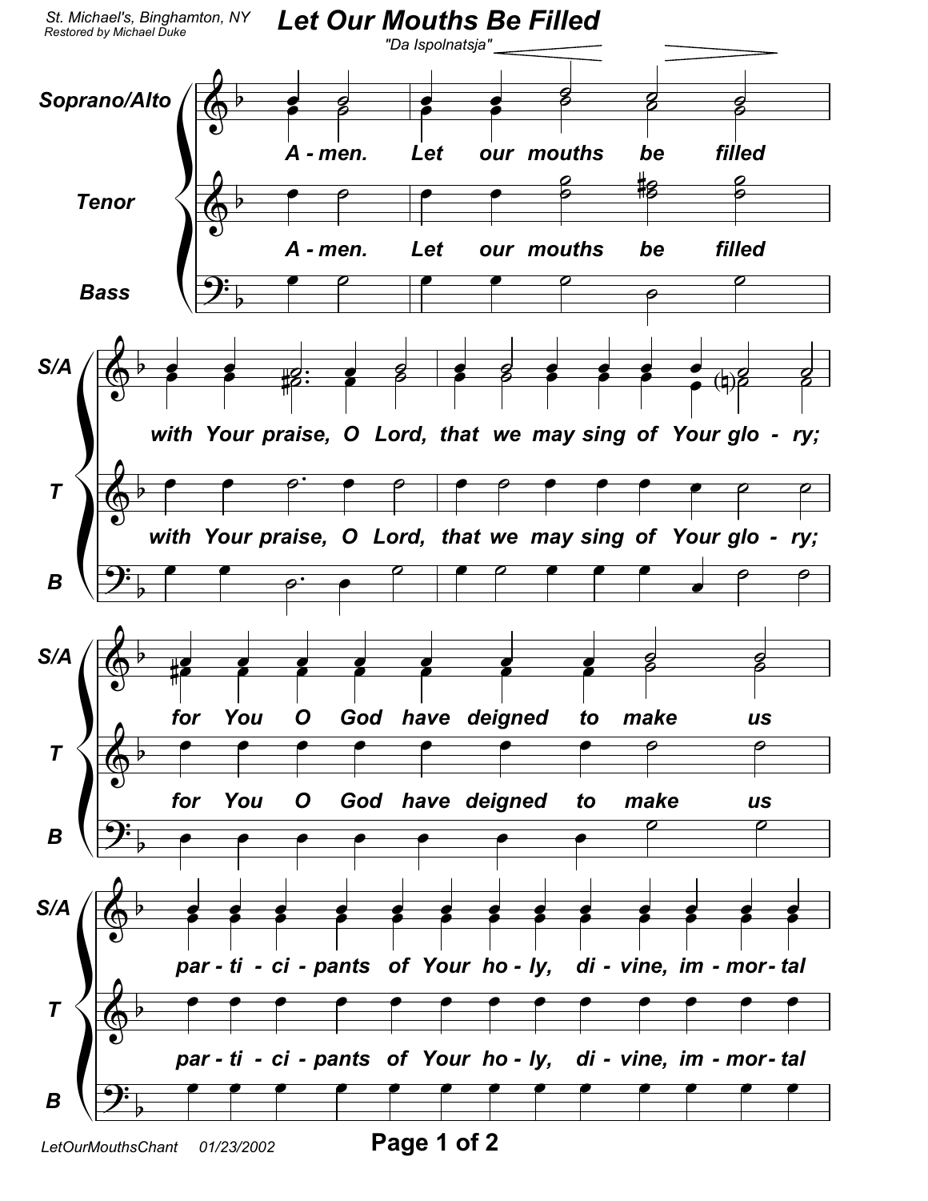St. Michael's, Binghamton, NY
Restored by Michael Duke

# Let Our Mouths Be Filled

"Da Ispolnatsja"

Soprano/Alto, Tenor, Bass

A - men. Let our mouths be filled

with Your praise, O Lord, that we may sing of Your glo - ry;

for You O God have deigned to make us

par - ti - ci - pants of Your ho - ly, di - vine, im - mor - tal

LetOurMouthsChant 01/23/2002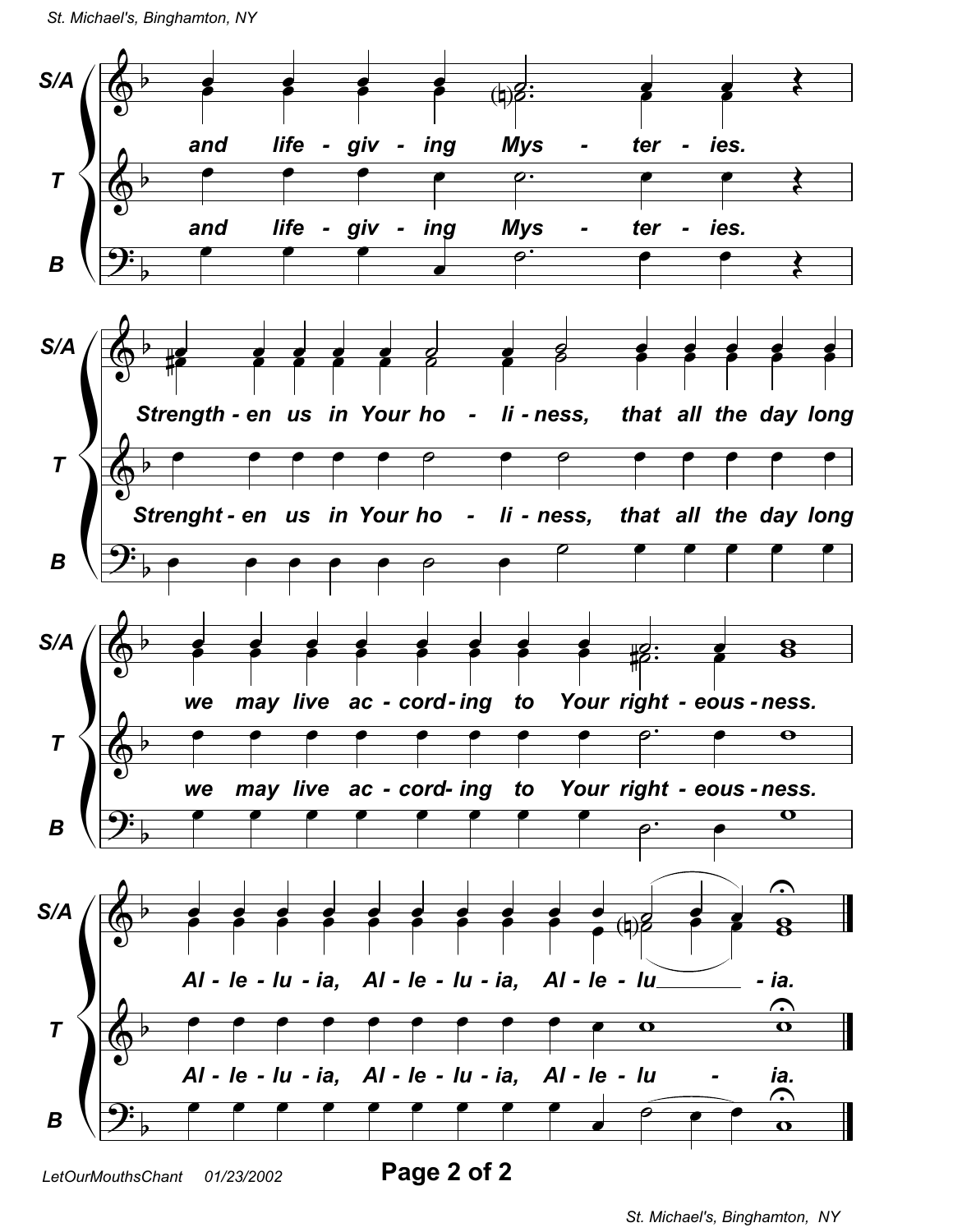S/A

and life - giv - ing Mys - ter - ies.

T

and life - giv - ing Mys - ter - ies.

B

S/A

Strength - en us in Your ho - li - ness, that all the day long

T

Strenght - en us in Your ho - li - ness, that all the day long

B

S/A

we may live ac - cord - ing to Your right - eous - ness.

T

we may live ac - cord- ing to Your right - eous - ness.

B

S/A

Al - le - lu - ia, Al - le - lu - ia, Al - le - lu_______ - ia.

T

Al - le - lu - ia, Al - le - lu - ia, Al - le - lu - ia.

B

LetOurMouthsChant 01/23/2002